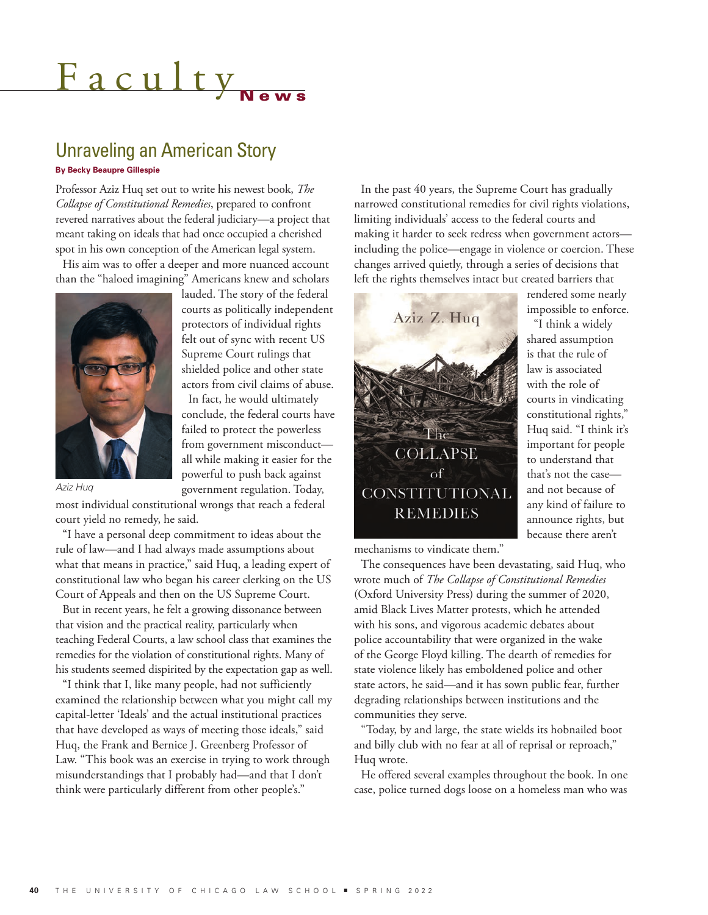# Faculty News

## Unraveling an American Story

**By Becky Beaupre Gillespie**

Professor Aziz Huq set out to write his newest book, *The Collapse of Constitutional Remedies*, prepared to confront revered narratives about the federal judiciary—a project that meant taking on ideals that had once occupied a cherished spot in his own conception of the American legal system.

His aim was to offer a deeper and more nuanced account than the "haloed imagining" Americans knew and scholars lauded. The story of the federal courts as politically independent protectors of individual rights felt out of sync with recent US Supreme Court rulings that shielded police and other state actors from civil claims of abuse.

Aziz Huq

In fact, he would ultimately conclude, the federal courts have failed to protect the powerless from government misconduct—all while making it easier for the powerful to push back against government regulation. Today, most individual constitutional wrongs that reach a federal court yield no remedy, he said.

"I have a personal deep commitment to ideas about the rule of law—and I had always made assumptions about what that means in practice," said Huq, a leading expert of constitutional law who began his career clerking on the US Court of Appeals and then on the US Supreme Court.

But in recent years, he felt a growing dissonance between that vision and the practical reality, particularly when teaching Federal Courts, a law school class that examines the remedies for the violation of constitutional rights. Many of his students seemed dispirited by the expectation gap as well.

"I think that I, like many people, had not sufficiently examined the relationship between what you might call my capital-letter 'Ideals' and the actual institutional practices that have developed as ways of meeting those ideals," said Huq, the Frank and Bernice J. Greenberg Professor of Law. "This book was an exercise in trying to work through misunderstandings that I probably had—and that I don't think were particularly different from other people's."

In the past 40 years, the Supreme Court has gradually narrowed constitutional remedies for civil rights violations, limiting individuals' access to the federal courts and making it harder to seek redress when government actors—including the police—engage in violence or coercion. These changes arrived quietly, through a series of decisions that left the rights themselves intact but created barriers that rendered some nearly impossible to enforce.

"I think a widely shared assumption is that the rule of law is associated with the role of courts in vindicating constitutional rights," Huq said. "I think it's important for people to understand that that's not the case—and not because of any kind of failure to announce rights, but because there aren't mechanisms to vindicate them."

The consequences have been devastating, said Huq, who wrote much of *The Collapse of Constitutional Remedies* (Oxford University Press) during the summer of 2020, amid Black Lives Matter protests, which he attended with his sons, and vigorous academic debates about police accountability that were organized in the wake of the George Floyd killing. The dearth of remedies for state violence likely has emboldened police and other state actors, he said—and it has sown public fear, further degrading relationships between institutions and the communities they serve.

"Today, by and large, the state wields its hobnailed boot and billy club with no fear at all of reprisal or reproach," Huq wrote.

He offered several examples throughout the book. In one case, police turned dogs loose on a homeless man who was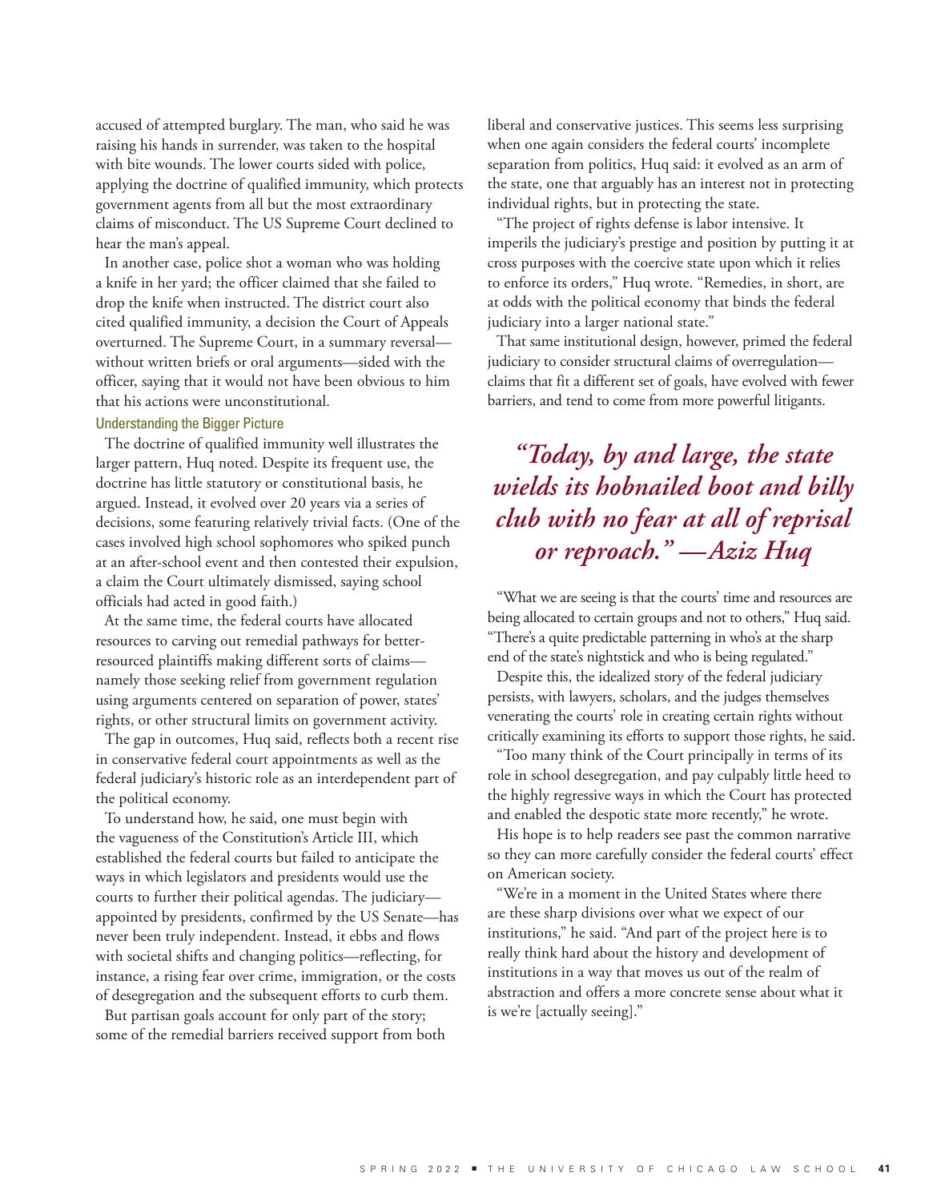accused of attempted burglary. The man, who said he was raising his hands in surrender, was taken to the hospital with bite wounds. The lower courts sided with police, applying the doctrine of qualified immunity, which protects government agents from all but the most extraordinary claims of misconduct. The US Supreme Court declined to hear the man's appeal.

In another case, police shot a woman who was holding a knife in her yard; the officer claimed that she failed to drop the knife when instructed. The district court also cited qualified immunity, a decision the Court of Appeals overturned. The Supreme Court, in a summary reversal—without written briefs or oral arguments—sided with the officer, saying that it would not have been obvious to him that his actions were unconstitutional.

### Understanding the Bigger Picture

The doctrine of qualified immunity well illustrates the larger pattern, Huq noted. Despite its frequent use, the doctrine has little statutory or constitutional basis, he argued. Instead, it evolved over 20 years via a series of decisions, some featuring relatively trivial facts. (One of the cases involved high school sophomores who spiked punch at an after-school event and then contested their expulsion, a claim the Court ultimately dismissed, saying school officials had acted in good faith.)

At the same time, the federal courts have allocated resources to carving out remedial pathways for better-resourced plaintiffs making different sorts of claims—namely those seeking relief from government regulation using arguments centered on separation of power, states' rights, or other structural limits on government activity.

The gap in outcomes, Huq said, reflects both a recent rise in conservative federal court appointments as well as the federal judiciary's historic role as an interdependent part of the political economy.

To understand how, he said, one must begin with the vagueness of the Constitution's Article III, which established the federal courts but failed to anticipate the ways in which legislators and presidents would use the courts to further their political agendas. The judiciary—appointed by presidents, confirmed by the US Senate—has never been truly independent. Instead, it ebbs and flows with societal shifts and changing politics—reflecting, for instance, a rising fear over crime, immigration, or the costs of desegregation and the subsequent efforts to curb them.

But partisan goals account for only part of the story; some of the remedial barriers received support from both liberal and conservative justices. This seems less surprising when one again considers the federal courts' incomplete separation from politics, Huq said: it evolved as an arm of the state, one that arguably has an interest not in protecting individual rights, but in protecting the state.

"The project of rights defense is labor intensive. It imperils the judiciary's prestige and position by putting it at cross purposes with the coercive state upon which it relies to enforce its orders," Huq wrote. "Remedies, in short, are at odds with the political economy that binds the federal judiciary into a larger national state."

That same institutional design, however, primed the federal judiciary to consider structural claims of overregulation—claims that fit a different set of goals, have evolved with fewer barriers, and tend to come from more powerful litigants.

> ***"Today, by and large, the state wields its hobnailed boot and billy club with no fear at all of reprisal or reproach." —Aziz Huq***

"What we are seeing is that the courts' time and resources are being allocated to certain groups and not to others," Huq said. "There's a quite predictable patterning in who's at the sharp end of the state's nightstick and who is being regulated."

Despite this, the idealized story of the federal judiciary persists, with lawyers, scholars, and the judges themselves venerating the courts' role in creating certain rights without critically examining its efforts to support those rights, he said.

"Too many think of the Court principally in terms of its role in school desegregation, and pay culpably little heed to the highly regressive ways in which the Court has protected and enabled the despotic state more recently," he wrote.

His hope is to help readers see past the common narrative so they can more carefully consider the federal courts' effect on American society.

"We're in a moment in the United States where there are these sharp divisions over what we expect of our institutions," he said. "And part of the project here is to really think hard about the history and development of institutions in a way that moves us out of the realm of abstraction and offers a more concrete sense about what it is we're [actually seeing]."